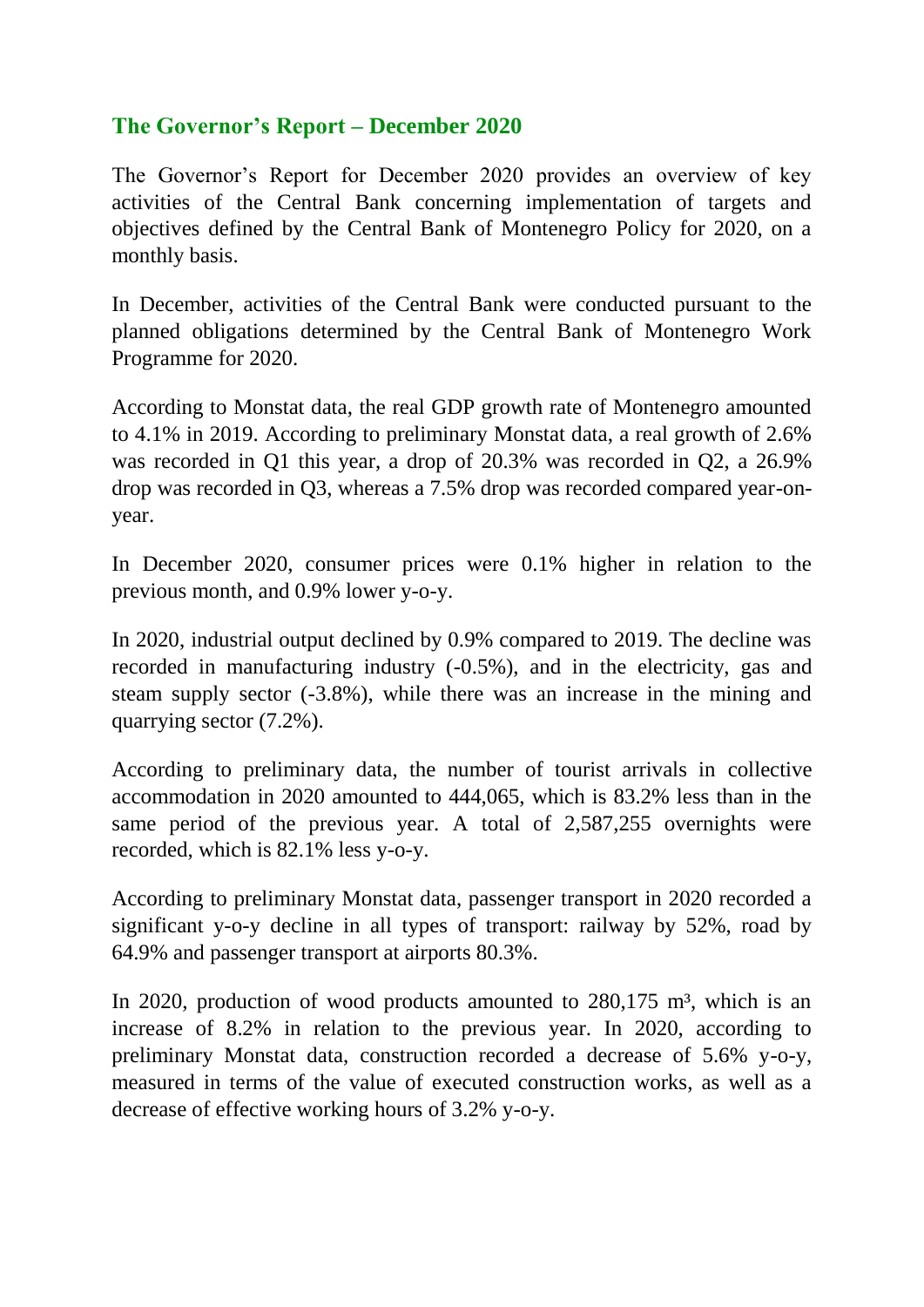## The Governor's Report – December 2020

The Governor's Report for December 2020 provides an overview of key activities of the Central Bank concerning implementation of targets and objectives defined by the Central Bank of Montenegro Policy for 2020, on a monthly basis.

In December, activities of the Central Bank were conducted pursuant to the planned obligations determined by the Central Bank of Montenegro Work Programme for 2020.

According to Monstat data, the real GDP growth rate of Montenegro amounted to 4.1% in 2019. According to preliminary Monstat data, a real growth of 2.6% was recorded in Q1 this year, a drop of 20.3% was recorded in Q2, a 26.9% drop was recorded in Q3, whereas a 7.5% drop was recorded compared year-on-year.

In December 2020, consumer prices were 0.1% higher in relation to the previous month, and 0.9% lower y-o-y.

In 2020, industrial output declined by 0.9% compared to 2019. The decline was recorded in manufacturing industry (-0.5%), and in the electricity, gas and steam supply sector (-3.8%), while there was an increase in the mining and quarrying sector (7.2%).

According to preliminary data, the number of tourist arrivals in collective accommodation in 2020 amounted to 444,065, which is 83.2% less than in the same period of the previous year. A total of 2,587,255 overnights were recorded, which is 82.1% less y-o-y.

According to preliminary Monstat data, passenger transport in 2020 recorded a significant y-o-y decline in all types of transport: railway by 52%, road by 64.9% and passenger transport at airports 80.3%.

In 2020, production of wood products amounted to 280,175 $m^3$, which is an increase of 8.2% in relation to the previous year. In 2020, according to preliminary Monstat data, construction recorded a decrease of 5.6% y-o-y, measured in terms of the value of executed construction works, as well as a decrease of effective working hours of 3.2% y-o-y.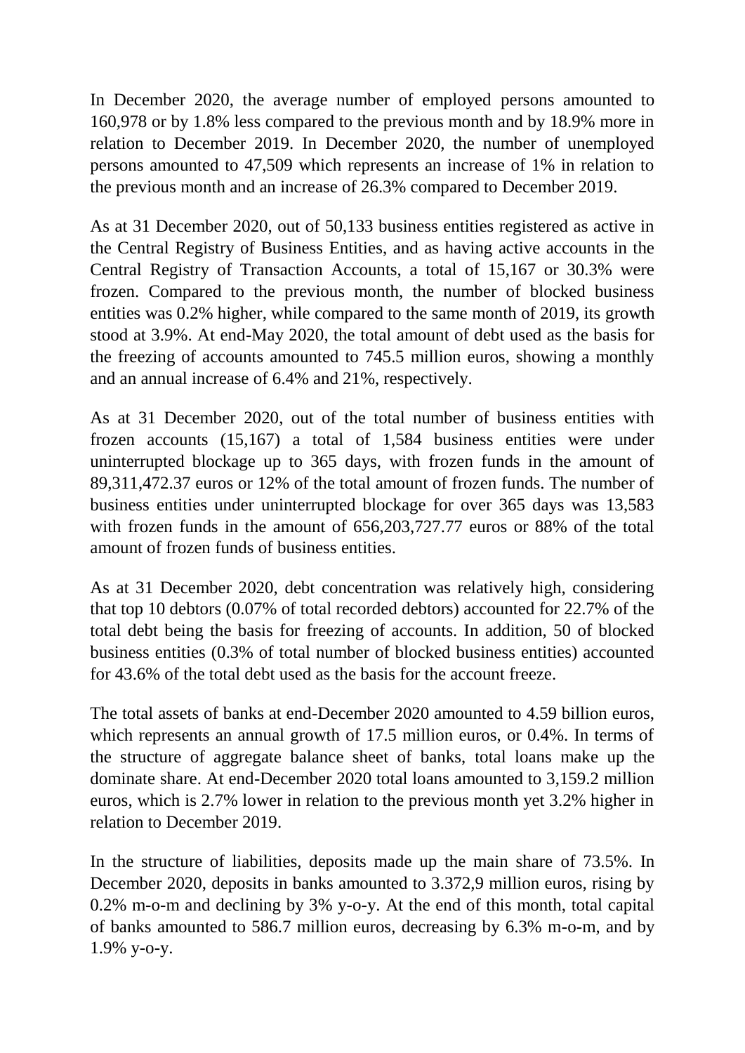In December 2020, the average number of employed persons amounted to 160,978 or by 1.8% less compared to the previous month and by 18.9% more in relation to December 2019. In December 2020, the number of unemployed persons amounted to 47,509 which represents an increase of 1% in relation to the previous month and an increase of 26.3% compared to December 2019.

As at 31 December 2020, out of 50,133 business entities registered as active in the Central Registry of Business Entities, and as having active accounts in the Central Registry of Transaction Accounts, a total of 15,167 or 30.3% were frozen. Compared to the previous month, the number of blocked business entities was 0.2% higher, while compared to the same month of 2019, its growth stood at 3.9%. At end-May 2020, the total amount of debt used as the basis for the freezing of accounts amounted to 745.5 million euros, showing a monthly and an annual increase of 6.4% and 21%, respectively.

As at 31 December 2020, out of the total number of business entities with frozen accounts (15,167) a total of 1,584 business entities were under uninterrupted blockage up to 365 days, with frozen funds in the amount of 89,311,472.37 euros or 12% of the total amount of frozen funds. The number of business entities under uninterrupted blockage for over 365 days was 13,583 with frozen funds in the amount of 656,203,727.77 euros or 88% of the total amount of frozen funds of business entities.

As at 31 December 2020, debt concentration was relatively high, considering that top 10 debtors (0.07% of total recorded debtors) accounted for 22.7% of the total debt being the basis for freezing of accounts. In addition, 50 of blocked business entities (0.3% of total number of blocked business entities) accounted for 43.6% of the total debt used as the basis for the account freeze.

The total assets of banks at end-December 2020 amounted to 4.59 billion euros, which represents an annual growth of 17.5 million euros, or 0.4%. In terms of the structure of aggregate balance sheet of banks, total loans make up the dominate share. At end-December 2020 total loans amounted to 3,159.2 million euros, which is 2.7% lower in relation to the previous month yet 3.2% higher in relation to December 2019.

In the structure of liabilities, deposits made up the main share of 73.5%. In December 2020, deposits in banks amounted to 3.372,9 million euros, rising by 0.2% m-o-m and declining by 3% y-o-y. At the end of this month, total capital of banks amounted to 586.7 million euros, decreasing by 6.3% m-o-m, and by 1.9% y-o-y.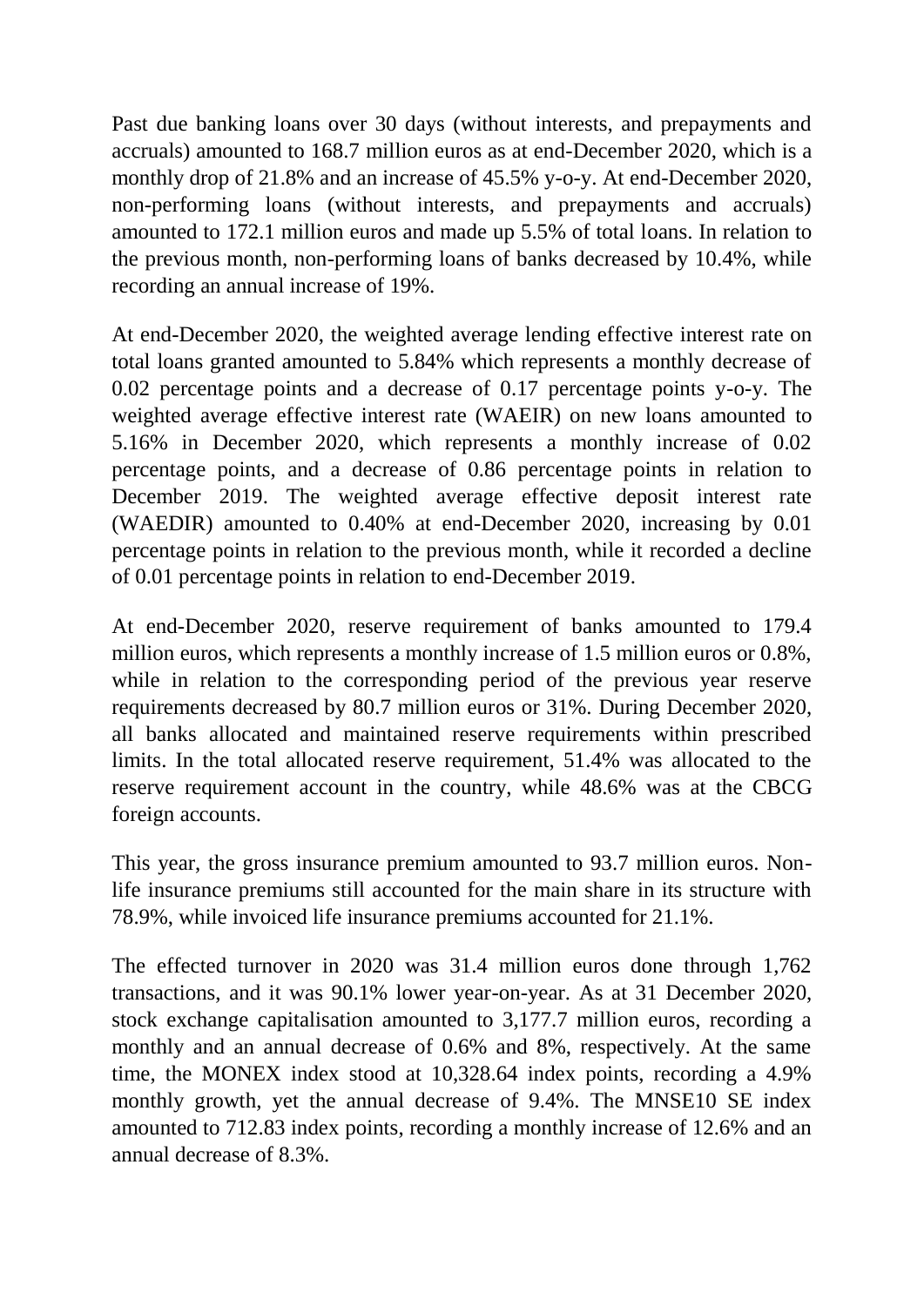Past due banking loans over 30 days (without interests, and prepayments and accruals) amounted to 168.7 million euros as at end-December 2020, which is a monthly drop of 21.8% and an increase of 45.5% y-o-y. At end-December 2020, non-performing loans (without interests, and prepayments and accruals) amounted to 172.1 million euros and made up 5.5% of total loans. In relation to the previous month, non-performing loans of banks decreased by 10.4%, while recording an annual increase of 19%.

At end-December 2020, the weighted average lending effective interest rate on total loans granted amounted to 5.84% which represents a monthly decrease of 0.02 percentage points and a decrease of 0.17 percentage points y-o-y. The weighted average effective interest rate (WAEIR) on new loans amounted to 5.16% in December 2020, which represents a monthly increase of 0.02 percentage points, and a decrease of 0.86 percentage points in relation to December 2019. The weighted average effective deposit interest rate (WAEDIR) amounted to 0.40% at end-December 2020, increasing by 0.01 percentage points in relation to the previous month, while it recorded a decline of 0.01 percentage points in relation to end-December 2019.

At end-December 2020, reserve requirement of banks amounted to 179.4 million euros, which represents a monthly increase of 1.5 million euros or 0.8%, while in relation to the corresponding period of the previous year reserve requirements decreased by 80.7 million euros or 31%. During December 2020, all banks allocated and maintained reserve requirements within prescribed limits. In the total allocated reserve requirement, 51.4% was allocated to the reserve requirement account in the country, while 48.6% was at the CBCG foreign accounts.

This year, the gross insurance premium amounted to 93.7 million euros. Non-life insurance premiums still accounted for the main share in its structure with 78.9%, while invoiced life insurance premiums accounted for 21.1%.

The effected turnover in 2020 was 31.4 million euros done through 1,762 transactions, and it was 90.1% lower year-on-year. As at 31 December 2020, stock exchange capitalisation amounted to 3,177.7 million euros, recording a monthly and an annual decrease of 0.6% and 8%, respectively. At the same time, the MONEX index stood at 10,328.64 index points, recording a 4.9% monthly growth, yet the annual decrease of 9.4%. The MNSE10 SE index amounted to 712.83 index points, recording a monthly increase of 12.6% and an annual decrease of 8.3%.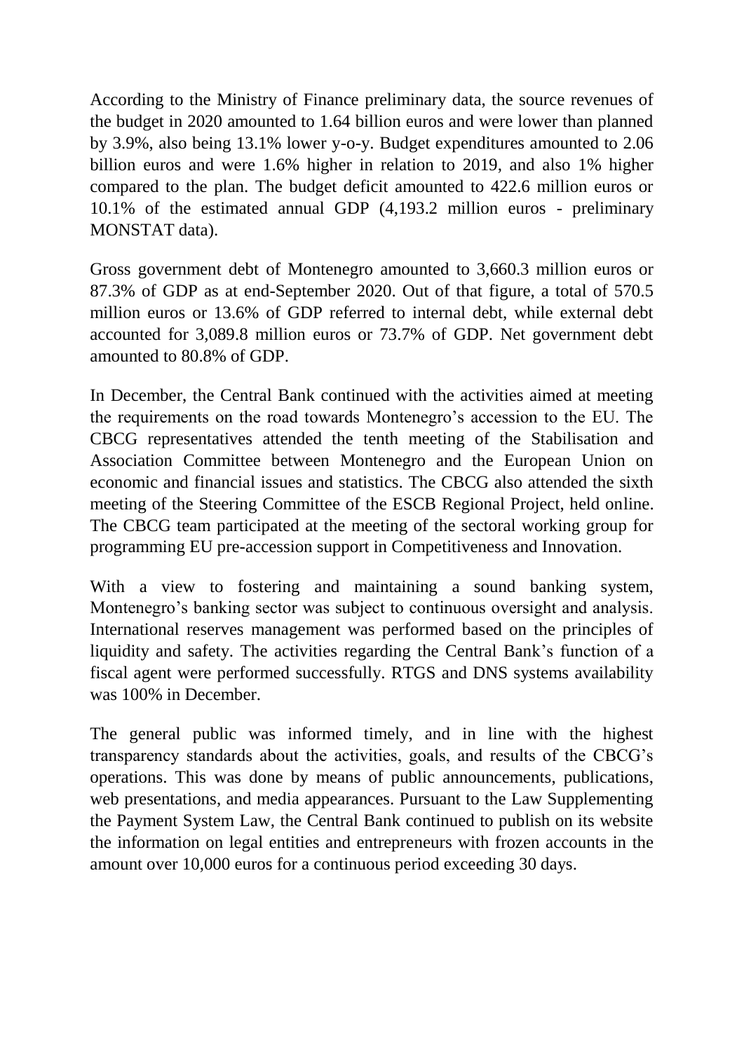According to the Ministry of Finance preliminary data, the source revenues of the budget in 2020 amounted to 1.64 billion euros and were lower than planned by 3.9%, also being 13.1% lower y-o-y. Budget expenditures amounted to 2.06 billion euros and were 1.6% higher in relation to 2019, and also 1% higher compared to the plan. The budget deficit amounted to 422.6 million euros or 10.1% of the estimated annual GDP (4,193.2 million euros - preliminary MONSTAT data).

Gross government debt of Montenegro amounted to 3,660.3 million euros or 87.3% of GDP as at end-September 2020. Out of that figure, a total of 570.5 million euros or 13.6% of GDP referred to internal debt, while external debt accounted for 3,089.8 million euros or 73.7% of GDP. Net government debt amounted to 80.8% of GDP.

In December, the Central Bank continued with the activities aimed at meeting the requirements on the road towards Montenegro's accession to the EU. The CBCG representatives attended the tenth meeting of the Stabilisation and Association Committee between Montenegro and the European Union on economic and financial issues and statistics. The CBCG also attended the sixth meeting of the Steering Committee of the ESCB Regional Project, held online. The CBCG team participated at the meeting of the sectoral working group for programming EU pre-accession support in Competitiveness and Innovation.

With a view to fostering and maintaining a sound banking system, Montenegro's banking sector was subject to continuous oversight and analysis. International reserves management was performed based on the principles of liquidity and safety. The activities regarding the Central Bank's function of a fiscal agent were performed successfully. RTGS and DNS systems availability was 100% in December.

The general public was informed timely, and in line with the highest transparency standards about the activities, goals, and results of the CBCG's operations. This was done by means of public announcements, publications, web presentations, and media appearances. Pursuant to the Law Supplementing the Payment System Law, the Central Bank continued to publish on its website the information on legal entities and entrepreneurs with frozen accounts in the amount over 10,000 euros for a continuous period exceeding 30 days.